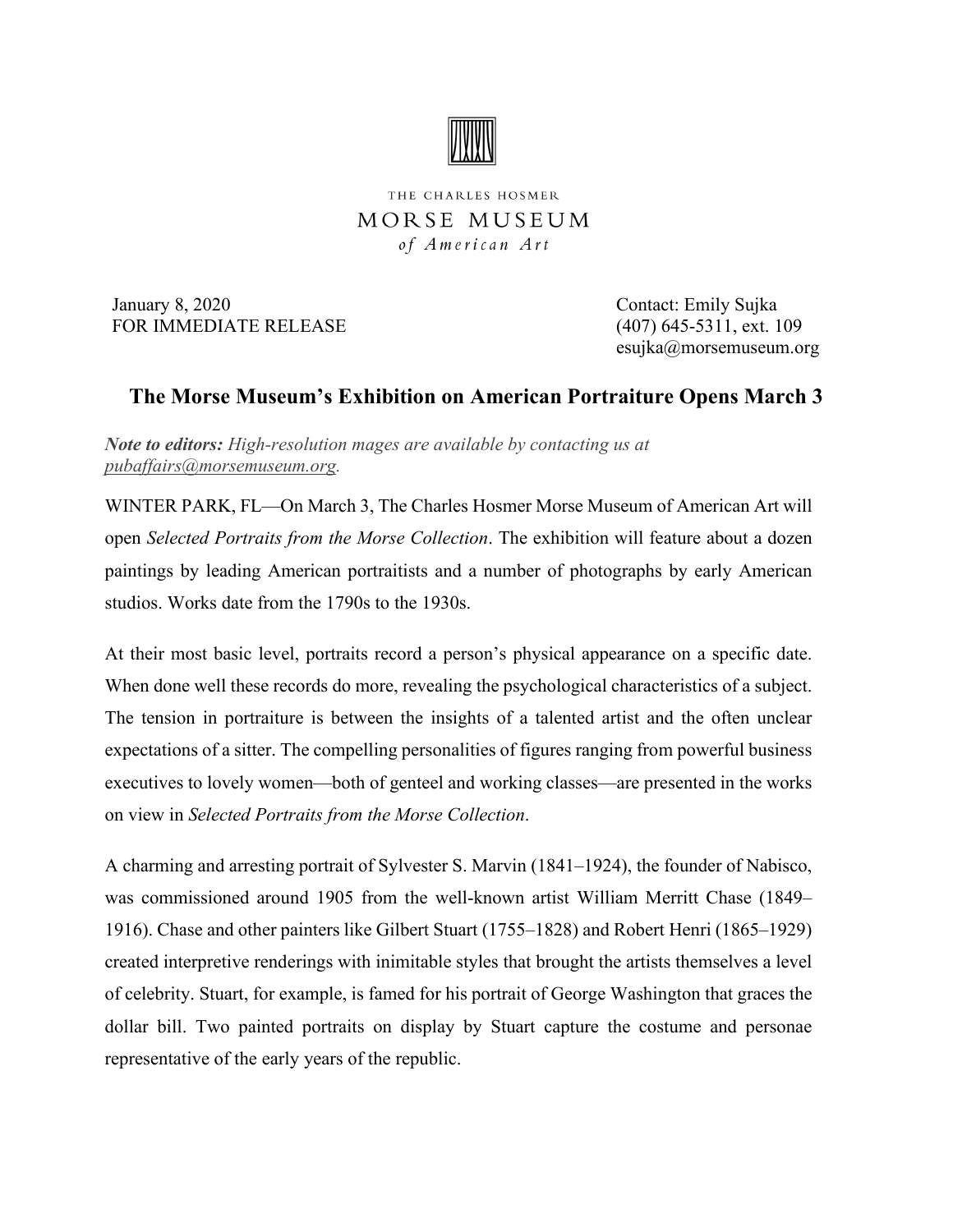THE CHARLES HOSMER
MORSE MUSEUM
*of American Art*

January 8, 2020
FOR IMMEDIATE RELEASE

Contact: Emily Sujka
(407) 645-5311, ext. 109
esujka@morsemuseum.org

## The Morse Museum's Exhibition on American Portraiture Opens March 3

***Note to editors:*** *High-resolution mages are available by contacting us at pubaffairs@morsemuseum.org.*

WINTER PARK, FL—On March 3, The Charles Hosmer Morse Museum of American Art will open *Selected Portraits from the Morse Collection*. The exhibition will feature about a dozen paintings by leading American portraitists and a number of photographs by early American studios. Works date from the 1790s to the 1930s.

At their most basic level, portraits record a person's physical appearance on a specific date. When done well these records do more, revealing the psychological characteristics of a subject. The tension in portraiture is between the insights of a talented artist and the often unclear expectations of a sitter. The compelling personalities of figures ranging from powerful business executives to lovely women—both of genteel and working classes—are presented in the works on view in *Selected Portraits from the Morse Collection*.

A charming and arresting portrait of Sylvester S. Marvin (1841–1924), the founder of Nabisco, was commissioned around 1905 from the well-known artist William Merritt Chase (1849–1916). Chase and other painters like Gilbert Stuart (1755–1828) and Robert Henri (1865–1929) created interpretive renderings with inimitable styles that brought the artists themselves a level of celebrity. Stuart, for example, is famed for his portrait of George Washington that graces the dollar bill. Two painted portraits on display by Stuart capture the costume and personae representative of the early years of the republic.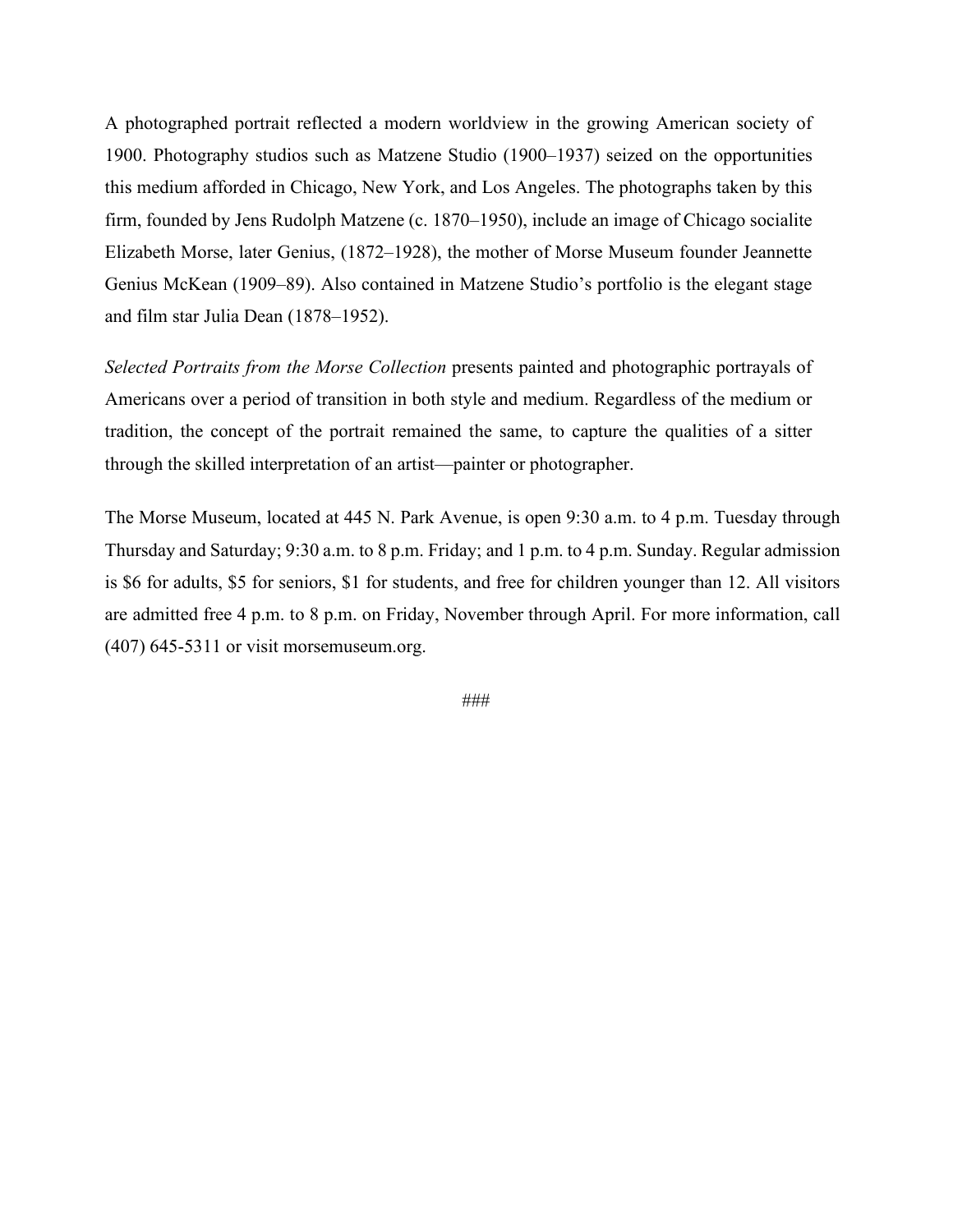A photographed portrait reflected a modern worldview in the growing American society of 1900. Photography studios such as Matzene Studio (1900–1937) seized on the opportunities this medium afforded in Chicago, New York, and Los Angeles. The photographs taken by this firm, founded by Jens Rudolph Matzene (c. 1870–1950), include an image of Chicago socialite Elizabeth Morse, later Genius, (1872–1928), the mother of Morse Museum founder Jeannette Genius McKean (1909–89). Also contained in Matzene Studio's portfolio is the elegant stage and film star Julia Dean (1878–1952).

*Selected Portraits from the Morse Collection* presents painted and photographic portrayals of Americans over a period of transition in both style and medium. Regardless of the medium or tradition, the concept of the portrait remained the same, to capture the qualities of a sitter through the skilled interpretation of an artist—painter or photographer.

The Morse Museum, located at 445 N. Park Avenue, is open 9:30 a.m. to 4 p.m. Tuesday through Thursday and Saturday; 9:30 a.m. to 8 p.m. Friday; and 1 p.m. to 4 p.m. Sunday. Regular admission is $6 for adults, $5 for seniors, $1 for students, and free for children younger than 12. All visitors are admitted free 4 p.m. to 8 p.m. on Friday, November through April. For more information, call (407) 645-5311 or visit morsemuseum.org.

###